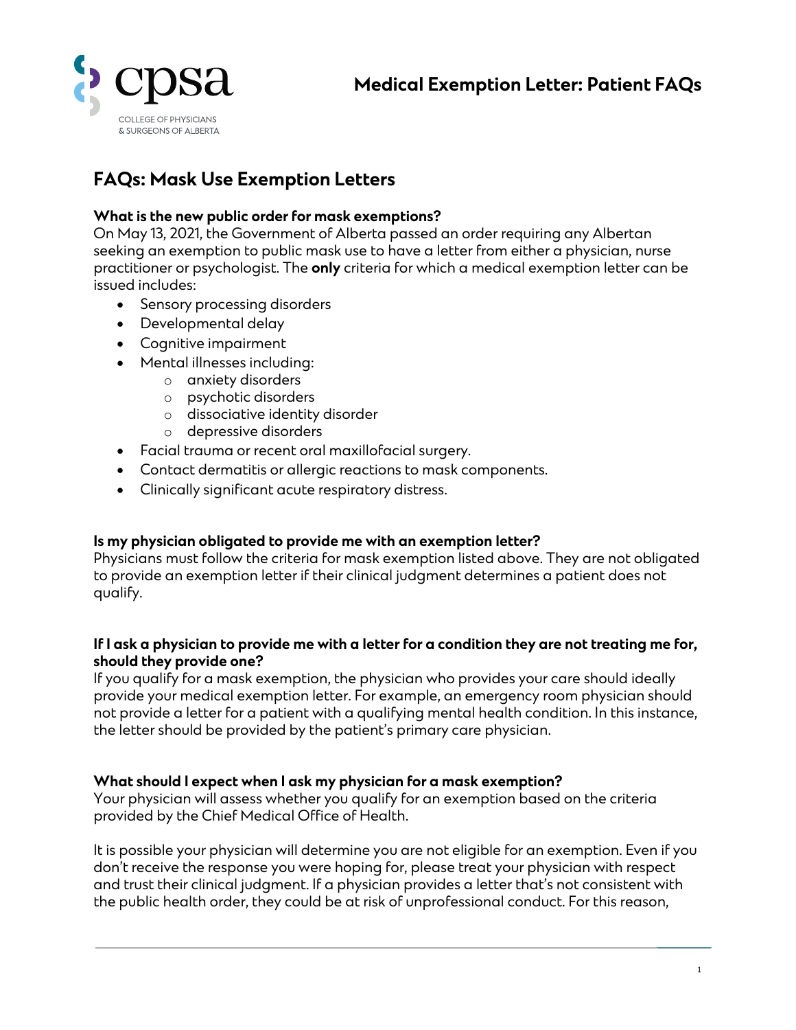# Medical Exemption Letter: Patient FAQs

## FAQs: Mask Use Exemption Letters

**What is the new public order for mask exemptions?**
On May 13, 2021, the Government of Alberta passed an order requiring any Albertan seeking an exemption to public mask use to have a letter from either a physician, nurse practitioner or psychologist. The **only** criteria for which a medical exemption letter can be issued includes:

- Sensory processing disorders
- Developmental delay
- Cognitive impairment
- Mental illnesses including:
  - anxiety disorders
  - psychotic disorders
  - dissociative identity disorder
  - depressive disorders
- Facial trauma or recent oral maxillofacial surgery.
- Contact dermatitis or allergic reactions to mask components.
- Clinically significant acute respiratory distress.

**Is my physician obligated to provide me with an exemption letter?**
Physicians must follow the criteria for mask exemption listed above. They are not obligated to provide an exemption letter if their clinical judgment determines a patient does not qualify.

**If I ask a physician to provide me with a letter for a condition they are not treating me for, should they provide one?**
If you qualify for a mask exemption, the physician who provides your care should ideally provide your medical exemption letter. For example, an emergency room physician should not provide a letter for a patient with a qualifying mental health condition. In this instance, the letter should be provided by the patient's primary care physician.

**What should I expect when I ask my physician for a mask exemption?**
Your physician will assess whether you qualify for an exemption based on the criteria provided by the Chief Medical Office of Health.

It is possible your physician will determine you are not eligible for an exemption. Even if you don't receive the response you were hoping for, please treat your physician with respect and trust their clinical judgment. If a physician provides a letter that's not consistent with the public health order, they could be at risk of unprofessional conduct. For this reason,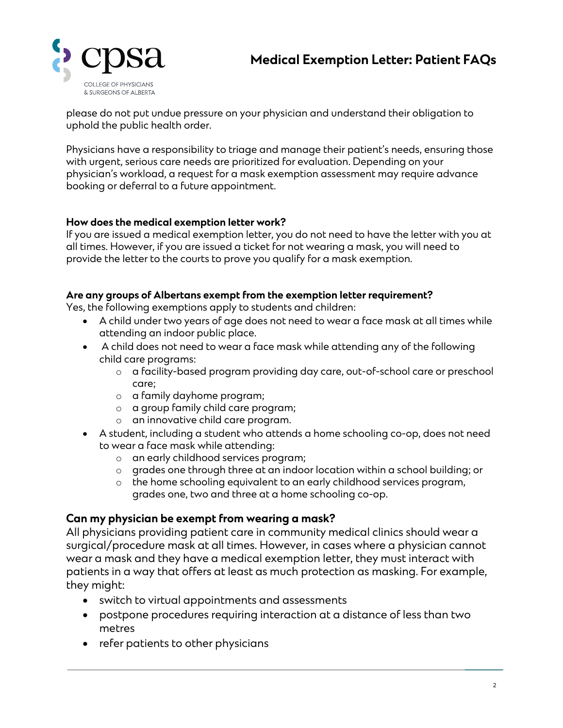please do not put undue pressure on your physician and understand their obligation to uphold the public health order.

Physicians have a responsibility to triage and manage their patient's needs, ensuring those with urgent, serious care needs are prioritized for evaluation. Depending on your physician's workload, a request for a mask exemption assessment may require advance booking or deferral to a future appointment.

**How does the medical exemption letter work?**

If you are issued a medical exemption letter, you do not need to have the letter with you at all times. However, if you are issued a ticket for not wearing a mask, you will need to provide the letter to the courts to prove you qualify for a mask exemption.

**Are any groups of Albertans exempt from the exemption letter requirement?**

Yes, the following exemptions apply to students and children:

- A child under two years of age does not need to wear a face mask at all times while attending an indoor public place.
- A child does not need to wear a face mask while attending any of the following child care programs:
  - a facility-based program providing day care, out-of-school care or preschool care;
  - a family dayhome program;
  - a group family child care program;
  - an innovative child care program.
- A student, including a student who attends a home schooling co-op, does not need to wear a face mask while attending:
  - an early childhood services program;
  - grades one through three at an indoor location within a school building; or
  - the home schooling equivalent to an early childhood services program, grades one, two and three at a home schooling co-op.

## Can my physician be exempt from wearing a mask?

All physicians providing patient care in community medical clinics should wear a surgical/procedure mask at all times. However, in cases where a physician cannot wear a mask and they have a medical exemption letter, they must interact with patients in a way that offers at least as much protection as masking. For example, they might:

- switch to virtual appointments and assessments
- postpone procedures requiring interaction at a distance of less than two metres
- refer patients to other physicians